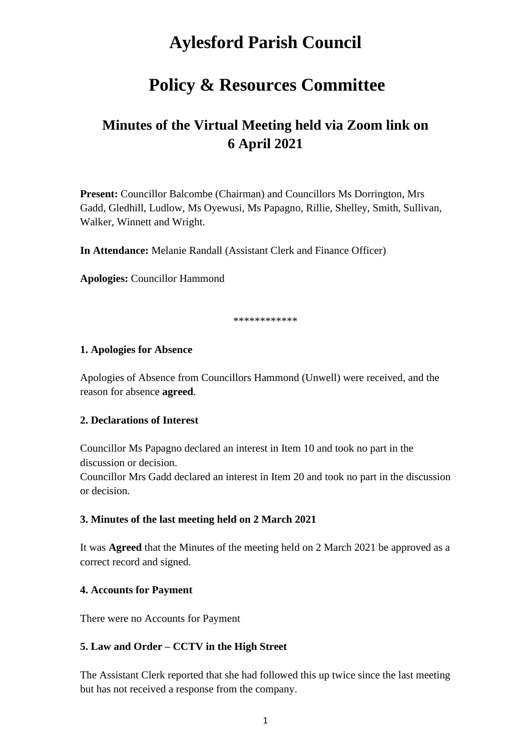# Aylesford Parish Council

# Policy & Resources Committee

## Minutes of the Virtual Meeting held via Zoom link on 6 April 2021

**Present:** Councillor Balcombe (Chairman) and Councillors Ms Dorrington, Mrs Gadd, Gledhill, Ludlow, Ms Oyewusi, Ms Papagno, Rillie, Shelley, Smith, Sullivan, Walker, Winnett and Wright.

**In Attendance:** Melanie Randall (Assistant Clerk and Finance Officer)

**Apologies:** Councillor Hammond

************

**1. Apologies for Absence**

Apologies of Absence from Councillors Hammond (Unwell) were received, and the reason for absence **agreed**.

**2. Declarations of Interest**

Councillor Ms Papagno declared an interest in Item 10 and took no part in the discussion or decision.
Councillor Mrs Gadd declared an interest in Item 20 and took no part in the discussion or decision.

**3. Minutes of the last meeting held on 2 March 2021**

It was **Agreed** that the Minutes of the meeting held on 2 March 2021 be approved as a correct record and signed.

**4. Accounts for Payment**

There were no Accounts for Payment

**5. Law and Order – CCTV in the High Street**

The Assistant Clerk reported that she had followed this up twice since the last meeting but has not received a response from the company.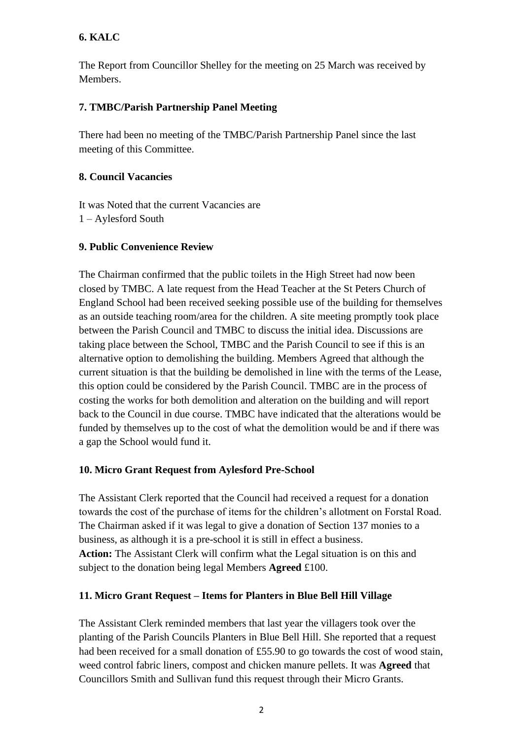**6. KALC**

The Report from Councillor Shelley for the meeting on 25 March was received by Members.

**7. TMBC/Parish Partnership Panel Meeting**

There had been no meeting of the TMBC/Parish Partnership Panel since the last meeting of this Committee.

**8. Council Vacancies**

It was Noted that the current Vacancies are
1 – Aylesford South

**9. Public Convenience Review**

The Chairman confirmed that the public toilets in the High Street had now been closed by TMBC. A late request from the Head Teacher at the St Peters Church of England School had been received seeking possible use of the building for themselves as an outside teaching room/area for the children. A site meeting promptly took place between the Parish Council and TMBC to discuss the initial idea. Discussions are taking place between the School, TMBC and the Parish Council to see if this is an alternative option to demolishing the building. Members Agreed that although the current situation is that the building be demolished in line with the terms of the Lease, this option could be considered by the Parish Council. TMBC are in the process of costing the works for both demolition and alteration on the building and will report back to the Council in due course. TMBC have indicated that the alterations would be funded by themselves up to the cost of what the demolition would be and if there was a gap the School would fund it.

**10. Micro Grant Request from Aylesford Pre-School**

The Assistant Clerk reported that the Council had received a request for a donation towards the cost of the purchase of items for the children's allotment on Forstal Road. The Chairman asked if it was legal to give a donation of Section 137 monies to a business, as although it is a pre-school it is still in effect a business.
**Action:** The Assistant Clerk will confirm what the Legal situation is on this and subject to the donation being legal Members **Agreed** £100.

**11. Micro Grant Request – Items for Planters in Blue Bell Hill Village**

The Assistant Clerk reminded members that last year the villagers took over the planting of the Parish Councils Planters in Blue Bell Hill. She reported that a request had been received for a small donation of £55.90 to go towards the cost of wood stain, weed control fabric liners, compost and chicken manure pellets. It was **Agreed** that Councillors Smith and Sullivan fund this request through their Micro Grants.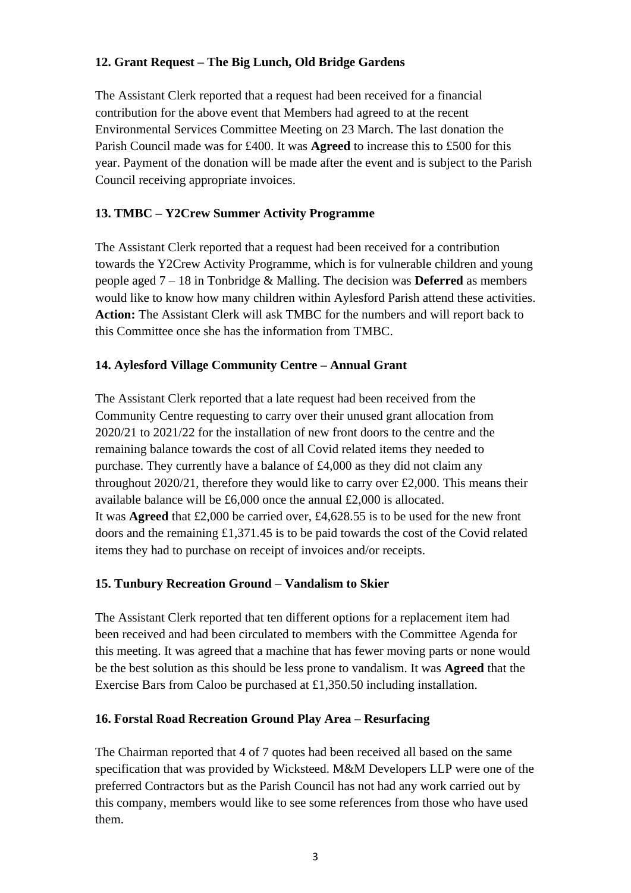**12. Grant Request – The Big Lunch, Old Bridge Gardens**

The Assistant Clerk reported that a request had been received for a financial contribution for the above event that Members had agreed to at the recent Environmental Services Committee Meeting on 23 March. The last donation the Parish Council made was for £400. It was **Agreed** to increase this to £500 for this year. Payment of the donation will be made after the event and is subject to the Parish Council receiving appropriate invoices.

**13. TMBC – Y2Crew Summer Activity Programme**

The Assistant Clerk reported that a request had been received for a contribution towards the Y2Crew Activity Programme, which is for vulnerable children and young people aged 7 – 18 in Tonbridge & Malling. The decision was **Deferred** as members would like to know how many children within Aylesford Parish attend these activities. **Action:** The Assistant Clerk will ask TMBC for the numbers and will report back to this Committee once she has the information from TMBC.

**14. Aylesford Village Community Centre – Annual Grant**

The Assistant Clerk reported that a late request had been received from the Community Centre requesting to carry over their unused grant allocation from 2020/21 to 2021/22 for the installation of new front doors to the centre and the remaining balance towards the cost of all Covid related items they needed to purchase. They currently have a balance of £4,000 as they did not claim any throughout 2020/21, therefore they would like to carry over £2,000. This means their available balance will be £6,000 once the annual £2,000 is allocated.
It was **Agreed** that £2,000 be carried over, £4,628.55 is to be used for the new front doors and the remaining £1,371.45 is to be paid towards the cost of the Covid related items they had to purchase on receipt of invoices and/or receipts.

**15. Tunbury Recreation Ground – Vandalism to Skier**

The Assistant Clerk reported that ten different options for a replacement item had been received and had been circulated to members with the Committee Agenda for this meeting. It was agreed that a machine that has fewer moving parts or none would be the best solution as this should be less prone to vandalism. It was **Agreed** that the Exercise Bars from Caloo be purchased at £1,350.50 including installation.

**16. Forstal Road Recreation Ground Play Area – Resurfacing**

The Chairman reported that 4 of 7 quotes had been received all based on the same specification that was provided by Wicksteed. M&M Developers LLP were one of the preferred Contractors but as the Parish Council has not had any work carried out by this company, members would like to see some references from those who have used them.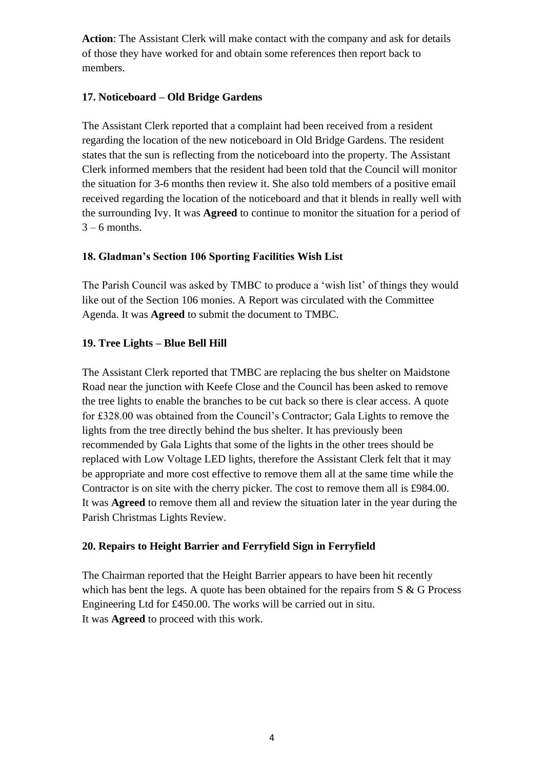**Action**: The Assistant Clerk will make contact with the company and ask for details of those they have worked for and obtain some references then report back to members.

## 17. Noticeboard – Old Bridge Gardens

The Assistant Clerk reported that a complaint had been received from a resident regarding the location of the new noticeboard in Old Bridge Gardens. The resident states that the sun is reflecting from the noticeboard into the property. The Assistant Clerk informed members that the resident had been told that the Council will monitor the situation for 3-6 months then review it. She also told members of a positive email received regarding the location of the noticeboard and that it blends in really well with the surrounding Ivy. It was **Agreed** to continue to monitor the situation for a period of 3 – 6 months.

## 18. Gladman's Section 106 Sporting Facilities Wish List

The Parish Council was asked by TMBC to produce a 'wish list' of things they would like out of the Section 106 monies. A Report was circulated with the Committee Agenda. It was **Agreed** to submit the document to TMBC.

## 19. Tree Lights – Blue Bell Hill

The Assistant Clerk reported that TMBC are replacing the bus shelter on Maidstone Road near the junction with Keefe Close and the Council has been asked to remove the tree lights to enable the branches to be cut back so there is clear access. A quote for £328.00 was obtained from the Council's Contractor; Gala Lights to remove the lights from the tree directly behind the bus shelter. It has previously been recommended by Gala Lights that some of the lights in the other trees should be replaced with Low Voltage LED lights, therefore the Assistant Clerk felt that it may be appropriate and more cost effective to remove them all at the same time while the Contractor is on site with the cherry picker. The cost to remove them all is £984.00. It was **Agreed** to remove them all and review the situation later in the year during the Parish Christmas Lights Review.

## 20. Repairs to Height Barrier and Ferryfield Sign in Ferryfield

The Chairman reported that the Height Barrier appears to have been hit recently which has bent the legs. A quote has been obtained for the repairs from S & G Process Engineering Ltd for £450.00. The works will be carried out in situ.
It was **Agreed** to proceed with this work.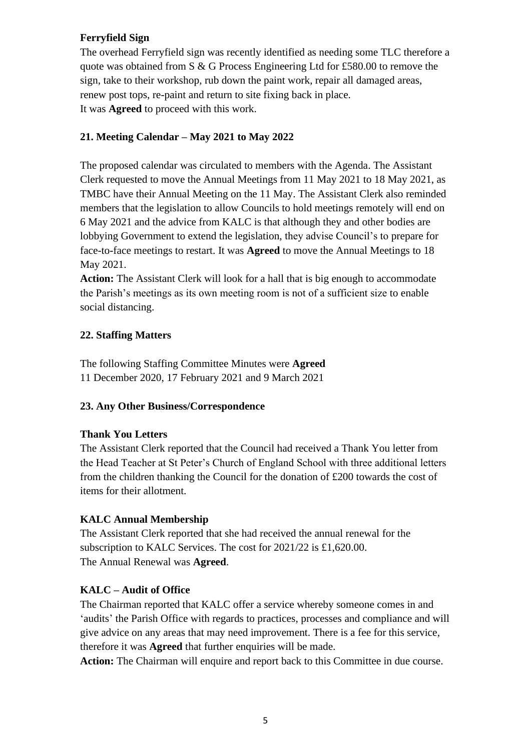**Ferryfield Sign**

The overhead Ferryfield sign was recently identified as needing some TLC therefore a quote was obtained from S & G Process Engineering Ltd for £580.00 to remove the sign, take to their workshop, rub down the paint work, repair all damaged areas, renew post tops, re-paint and return to site fixing back in place.
It was **Agreed** to proceed with this work.

**21. Meeting Calendar – May 2021 to May 2022**

The proposed calendar was circulated to members with the Agenda. The Assistant Clerk requested to move the Annual Meetings from 11 May 2021 to 18 May 2021, as TMBC have their Annual Meeting on the 11 May. The Assistant Clerk also reminded members that the legislation to allow Councils to hold meetings remotely will end on 6 May 2021 and the advice from KALC is that although they and other bodies are lobbying Government to extend the legislation, they advise Council's to prepare for face-to-face meetings to restart. It was **Agreed** to move the Annual Meetings to 18 May 2021.
**Action:** The Assistant Clerk will look for a hall that is big enough to accommodate the Parish's meetings as its own meeting room is not of a sufficient size to enable social distancing.

**22. Staffing Matters**

The following Staffing Committee Minutes were **Agreed**
11 December 2020, 17 February 2021 and 9 March 2021

**23. Any Other Business/Correspondence**

**Thank You Letters**

The Assistant Clerk reported that the Council had received a Thank You letter from the Head Teacher at St Peter's Church of England School with three additional letters from the children thanking the Council for the donation of £200 towards the cost of items for their allotment.

**KALC Annual Membership**

The Assistant Clerk reported that she had received the annual renewal for the subscription to KALC Services. The cost for 2021/22 is £1,620.00.
The Annual Renewal was **Agreed**.

**KALC – Audit of Office**

The Chairman reported that KALC offer a service whereby someone comes in and 'audits' the Parish Office with regards to practices, processes and compliance and will give advice on any areas that may need improvement. There is a fee for this service, therefore it was **Agreed** that further enquiries will be made.
**Action:** The Chairman will enquire and report back to this Committee in due course.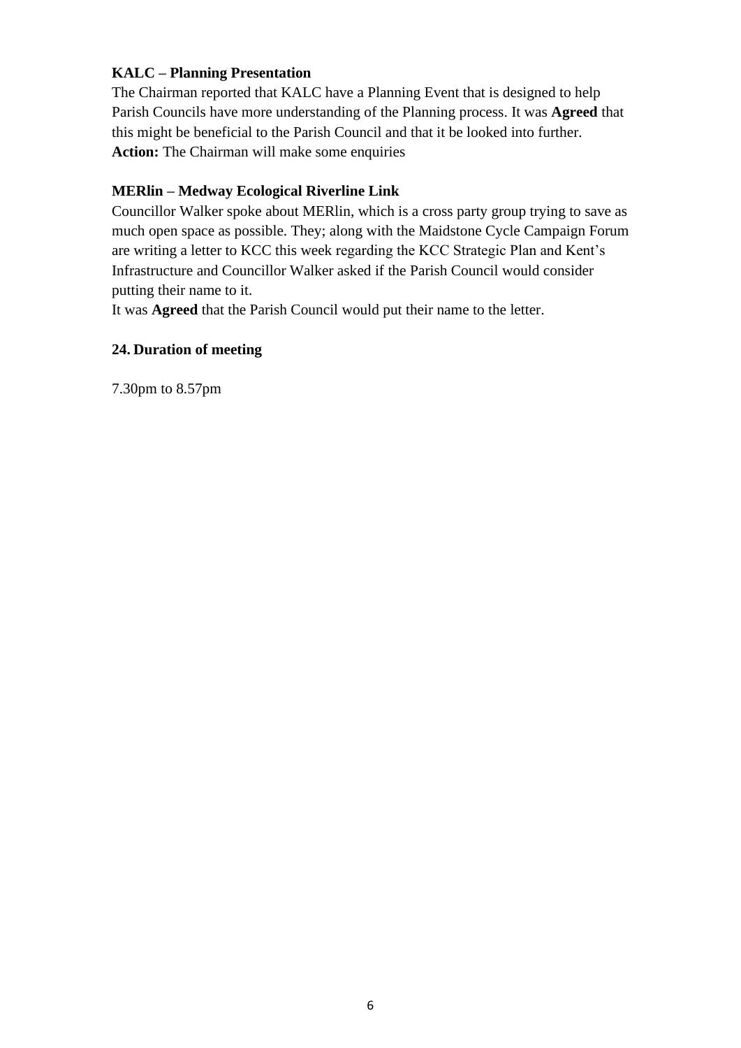**KALC – Planning Presentation**

The Chairman reported that KALC have a Planning Event that is designed to help Parish Councils have more understanding of the Planning process. It was **Agreed** that this might be beneficial to the Parish Council and that it be looked into further.
**Action:** The Chairman will make some enquiries

**MERlin – Medway Ecological Riverline Link**

Councillor Walker spoke about MERlin, which is a cross party group trying to save as much open space as possible. They; along with the Maidstone Cycle Campaign Forum are writing a letter to KCC this week regarding the KCC Strategic Plan and Kent's Infrastructure and Councillor Walker asked if the Parish Council would consider putting their name to it.
It was **Agreed** that the Parish Council would put their name to the letter.

**24. Duration of meeting**

7.30pm to 8.57pm